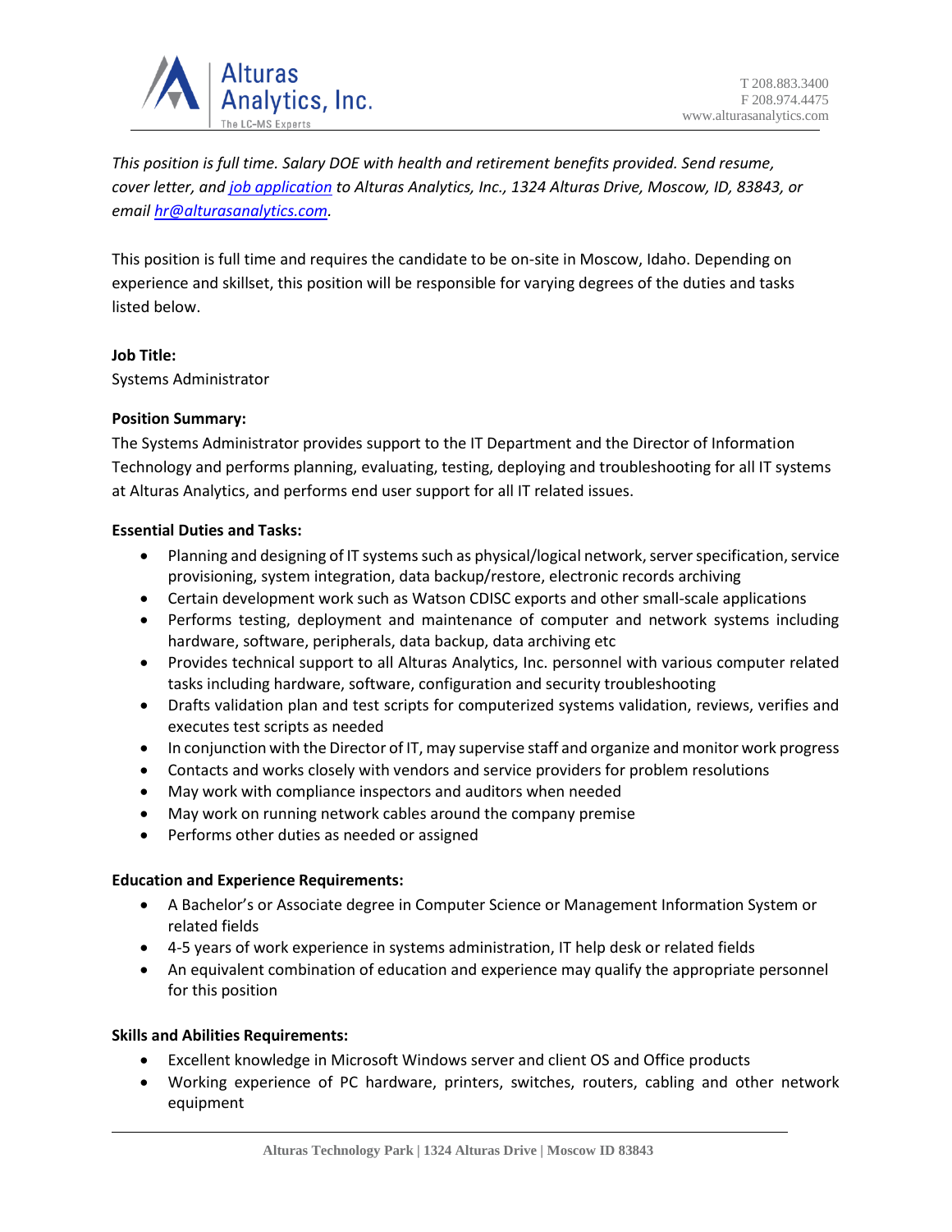*This position is full time. Salary DOE with health and retirement benefits provided. Send resume, cover letter, and [job application](job application) to Alturas Analytics, Inc., 1324 Alturas Drive, Moscow, ID, 83843, or email [hr@alturasanalytics.com](mailto:hr@alturasanalytics.com).*

This position is full time and requires the candidate to be on-site in Moscow, Idaho. Depending on experience and skillset, this position will be responsible for varying degrees of the duties and tasks listed below.

**Job Title:**

Systems Administrator

**Position Summary:**

The Systems Administrator provides support to the IT Department and the Director of Information Technology and performs planning, evaluating, testing, deploying and troubleshooting for all IT systems at Alturas Analytics, and performs end user support for all IT related issues.

**Essential Duties and Tasks:**

- Planning and designing of IT systems such as physical/logical network, server specification, service provisioning, system integration, data backup/restore, electronic records archiving
- Certain development work such as Watson CDISC exports and other small-scale applications
- Performs testing, deployment and maintenance of computer and network systems including hardware, software, peripherals, data backup, data archiving etc
- Provides technical support to all Alturas Analytics, Inc. personnel with various computer related tasks including hardware, software, configuration and security troubleshooting
- Drafts validation plan and test scripts for computerized systems validation, reviews, verifies and executes test scripts as needed
- In conjunction with the Director of IT, may supervise staff and organize and monitor work progress
- Contacts and works closely with vendors and service providers for problem resolutions
- May work with compliance inspectors and auditors when needed
- May work on running network cables around the company premise
- Performs other duties as needed or assigned

**Education and Experience Requirements:**

- A Bachelor's or Associate degree in Computer Science or Management Information System or related fields
- 4-5 years of work experience in systems administration, IT help desk or related fields
- An equivalent combination of education and experience may qualify the appropriate personnel for this position

**Skills and Abilities Requirements:**

- Excellent knowledge in Microsoft Windows server and client OS and Office products
- Working experience of PC hardware, printers, switches, routers, cabling and other network equipment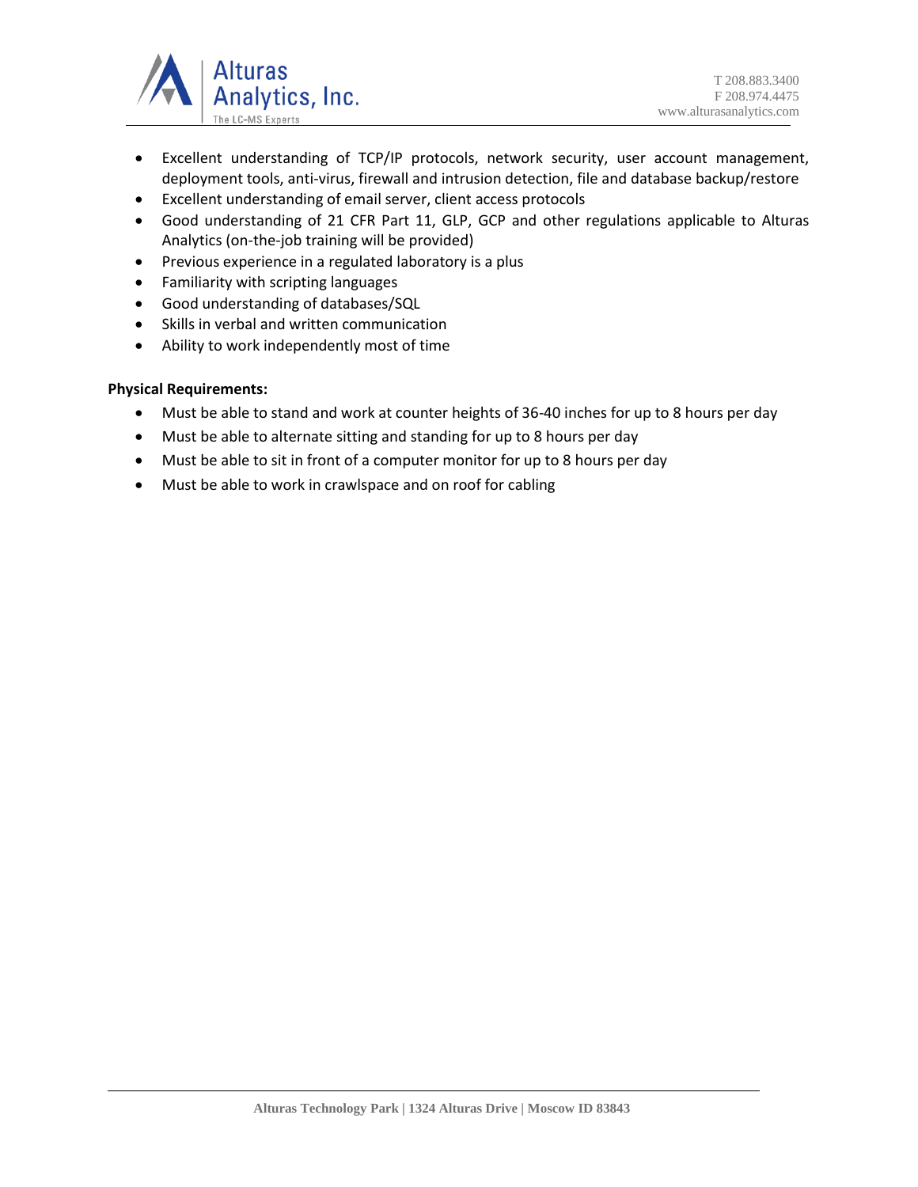- Excellent understanding of TCP/IP protocols, network security, user account management, deployment tools, anti-virus, firewall and intrusion detection, file and database backup/restore
- Excellent understanding of email server, client access protocols
- Good understanding of 21 CFR Part 11, GLP, GCP and other regulations applicable to Alturas Analytics (on-the-job training will be provided)
- Previous experience in a regulated laboratory is a plus
- Familiarity with scripting languages
- Good understanding of databases/SQL
- Skills in verbal and written communication
- Ability to work independently most of time

**Physical Requirements:**

- Must be able to stand and work at counter heights of 36-40 inches for up to 8 hours per day
- Must be able to alternate sitting and standing for up to 8 hours per day
- Must be able to sit in front of a computer monitor for up to 8 hours per day
- Must be able to work in crawlspace and on roof for cabling